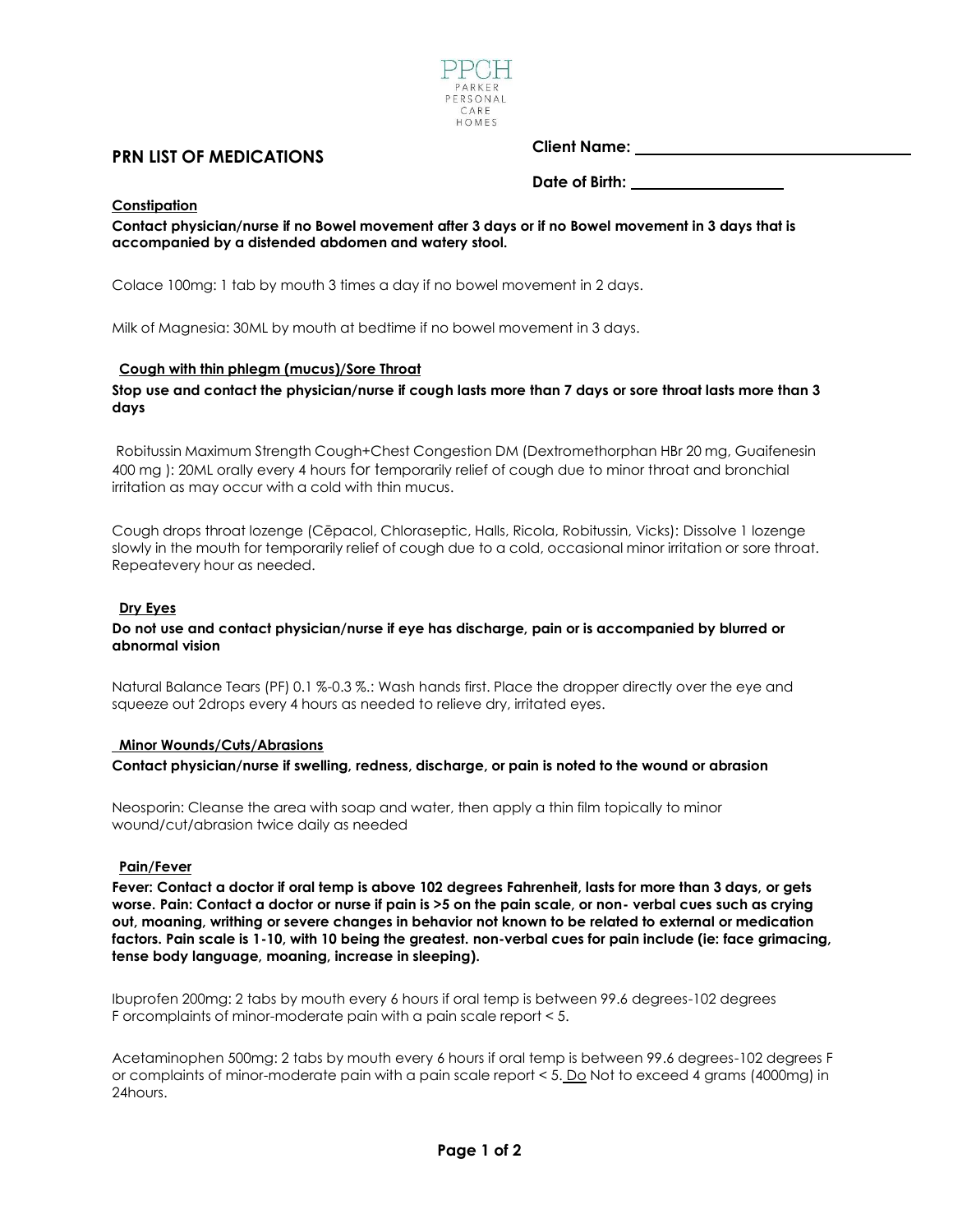PPCH
PARKER PERSONAL CARE HOMES

## PRN LIST OF MEDICATIONS

**Client Name:** ______________________

**Date of Birth:** ______________

**Constipation**

**Contact physician/nurse if no Bowel movement after 3 days or if no Bowel movement in 3 days that is accompanied by a distended abdomen and watery stool.**

Colace 100mg: 1 tab by mouth 3 times a day if no bowel movement in 2 days.

Milk of Magnesia: 30ML by mouth at bedtime if no bowel movement in 3 days.

**Cough with thin phlegm (mucus)/Sore Throat**

**Stop use and contact the physician/nurse if cough lasts more than 7 days or sore throat lasts more than 3 days**

Robitussin Maximum Strength Cough+Chest Congestion DM (Dextromethorphan HBr 20 mg, Guaifenesin 400 mg ): 20ML orally every 4 hours for temporarily relief of cough due to minor throat and bronchial irritation as may occur with a cold with thin mucus.

Cough drops throat lozenge (Cēpacol, Chloraseptic, Halls, Ricola, Robitussin, Vicks): Dissolve 1 lozenge slowly in the mouth for temporarily relief of cough due to a cold, occasional minor irritation or sore throat. Repeatevery hour as needed.

**Dry Eyes**

**Do not use and contact physician/nurse if eye has discharge, pain or is accompanied by blurred or abnormal vision**

Natural Balance Tears (PF) 0.1 %-0.3 %.: Wash hands first. Place the dropper directly over the eye and squeeze out 2drops every 4 hours as needed to relieve dry, irritated eyes.

**Minor Wounds/Cuts/Abrasions**

**Contact physician/nurse if swelling, redness, discharge, or pain is noted to the wound or abrasion**

Neosporin: Cleanse the area with soap and water, then apply a thin film topically to minor wound/cut/abrasion twice daily as needed

**Pain/Fever**

**Fever: Contact a doctor if oral temp is above 102 degrees Fahrenheit, lasts for more than 3 days, or gets worse. Pain: Contact a doctor or nurse if pain is >5 on the pain scale, or non- verbal cues such as crying out, moaning, writhing or severe changes in behavior not known to be related to external or medication factors. Pain scale is 1-10, with 10 being the greatest. non-verbal cues for pain include (ie: face grimacing, tense body language, moaning, increase in sleeping).**

Ibuprofen 200mg: 2 tabs by mouth every 6 hours if oral temp is between 99.6 degrees-102 degrees F orcomplaints of minor-moderate pain with a pain scale report < 5.

Acetaminophen 500mg: 2 tabs by mouth every 6 hours if oral temp is between 99.6 degrees-102 degrees F or complaints of minor-moderate pain with a pain scale report < 5. Do Not to exceed 4 grams (4000mg) in 24hours.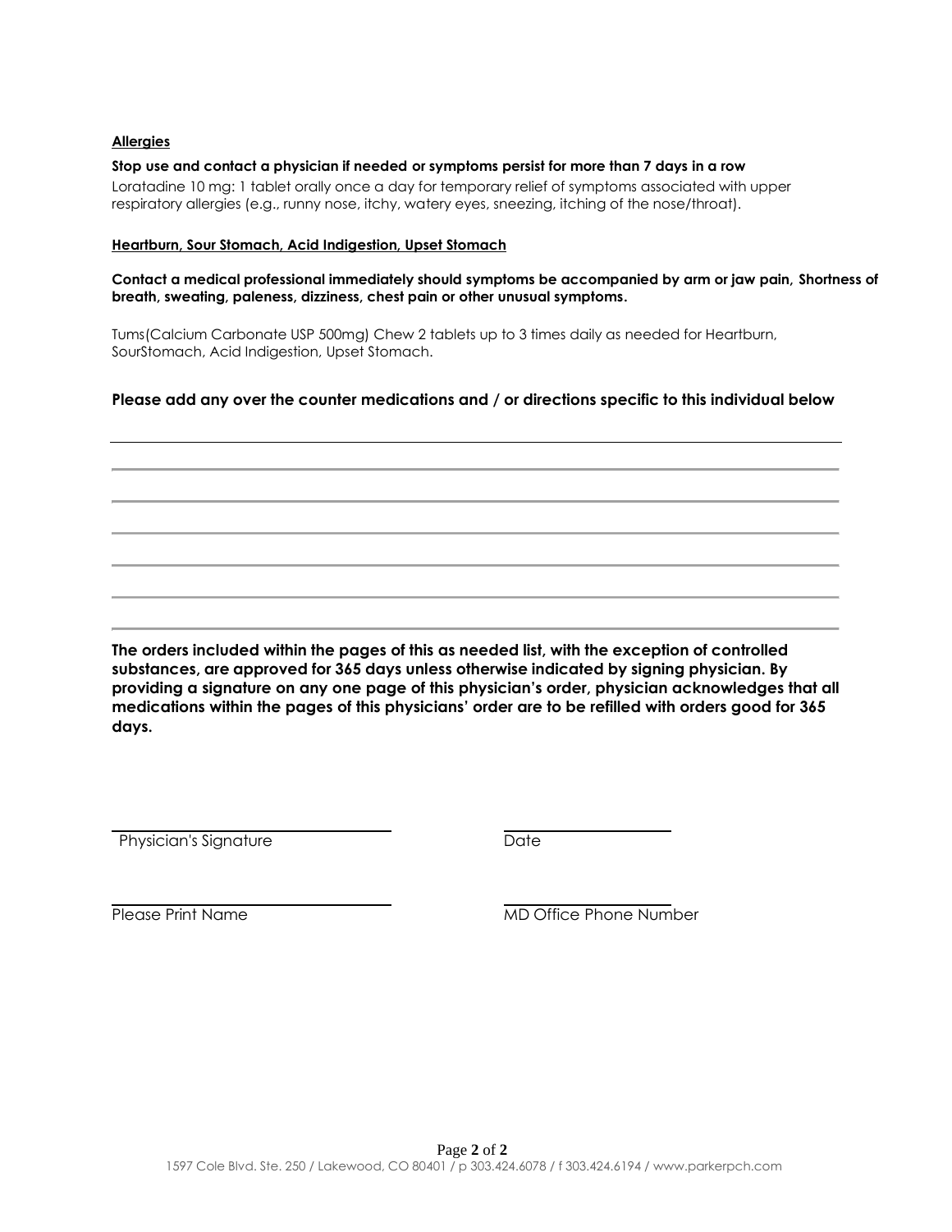**Allergies**

**Stop use and contact a physician if needed or symptoms persist for more than 7 days in a row**

Loratadine 10 mg: 1 tablet orally once a day for temporary relief of symptoms associated with upper respiratory allergies (e.g., runny nose, itchy, watery eyes, sneezing, itching of the nose/throat).

**Heartburn, Sour Stomach, Acid Indigestion, Upset Stomach**

**Contact a medical professional immediately should symptoms be accompanied by arm or jaw pain, Shortness of breath, sweating, paleness, dizziness, chest pain or other unusual symptoms.**

Tums(Calcium Carbonate USP 500mg) Chew 2 tablets up to 3 times daily as needed for Heartburn, SourStomach, Acid Indigestion, Upset Stomach.

**Please add any over the counter medications and / or directions specific to this individual below**

\_\_\_\_\_\_\_\_\_\_\_\_\_\_\_\_\_\_\_\_\_\_\_\_\_\_\_\_\_\_\_\_\_\_\_\_\_\_\_\_\_\_\_\_\_\_\_\_\_\_\_\_\_\_\_\_\_\_\_\_\_\_\_\_\_\_\_\_\_\_\_\_

\_\_\_\_\_\_\_\_\_\_\_\_\_\_\_\_\_\_\_\_\_\_\_\_\_\_\_\_\_\_\_\_\_\_\_\_\_\_\_\_\_\_\_\_\_\_\_\_\_\_\_\_\_\_\_\_\_\_\_\_\_\_\_\_\_\_\_\_\_\_\_\_

\_\_\_\_\_\_\_\_\_\_\_\_\_\_\_\_\_\_\_\_\_\_\_\_\_\_\_\_\_\_\_\_\_\_\_\_\_\_\_\_\_\_\_\_\_\_\_\_\_\_\_\_\_\_\_\_\_\_\_\_\_\_\_\_\_\_\_\_\_\_\_\_

\_\_\_\_\_\_\_\_\_\_\_\_\_\_\_\_\_\_\_\_\_\_\_\_\_\_\_\_\_\_\_\_\_\_\_\_\_\_\_\_\_\_\_\_\_\_\_\_\_\_\_\_\_\_\_\_\_\_\_\_\_\_\_\_\_\_\_\_\_\_\_\_

\_\_\_\_\_\_\_\_\_\_\_\_\_\_\_\_\_\_\_\_\_\_\_\_\_\_\_\_\_\_\_\_\_\_\_\_\_\_\_\_\_\_\_\_\_\_\_\_\_\_\_\_\_\_\_\_\_\_\_\_\_\_\_\_\_\_\_\_\_\_\_\_

\_\_\_\_\_\_\_\_\_\_\_\_\_\_\_\_\_\_\_\_\_\_\_\_\_\_\_\_\_\_\_\_\_\_\_\_\_\_\_\_\_\_\_\_\_\_\_\_\_\_\_\_\_\_\_\_\_\_\_\_\_\_\_\_\_\_\_\_\_\_\_\_

\_\_\_\_\_\_\_\_\_\_\_\_\_\_\_\_\_\_\_\_\_\_\_\_\_\_\_\_\_\_\_\_\_\_\_\_\_\_\_\_\_\_\_\_\_\_\_\_\_\_\_\_\_\_\_\_\_\_\_\_\_\_\_\_\_\_\_\_\_\_\_\_

**The orders included within the pages of this as needed list, with the exception of controlled substances, are approved for 365 days unless otherwise indicated by signing physician. By providing a signature on any one page of this physician's order, physician acknowledges that all medications within the pages of this physicians' order are to be refilled with orders good for 365 days.**

\_\_\_\_\_\_\_\_\_\_\_\_\_\_\_\_\_\_\_\_\_\_\_\_\_\_\_\_ Physician's Signature

\_\_\_\_\_\_\_\_\_\_\_\_\_\_\_\_\_\_\_\_ Date

\_\_\_\_\_\_\_\_\_\_\_\_\_\_\_\_\_\_\_\_\_\_\_\_\_\_\_\_ Please Print Name

\_\_\_\_\_\_\_\_\_\_\_\_\_\_\_\_\_\_\_\_ MD Office Phone Number

1597 Cole Blvd. Ste. 250 / Lakewood, CO 80401 / p 303.424.6078 / f 303.424.6194 / www.parkerpch.com